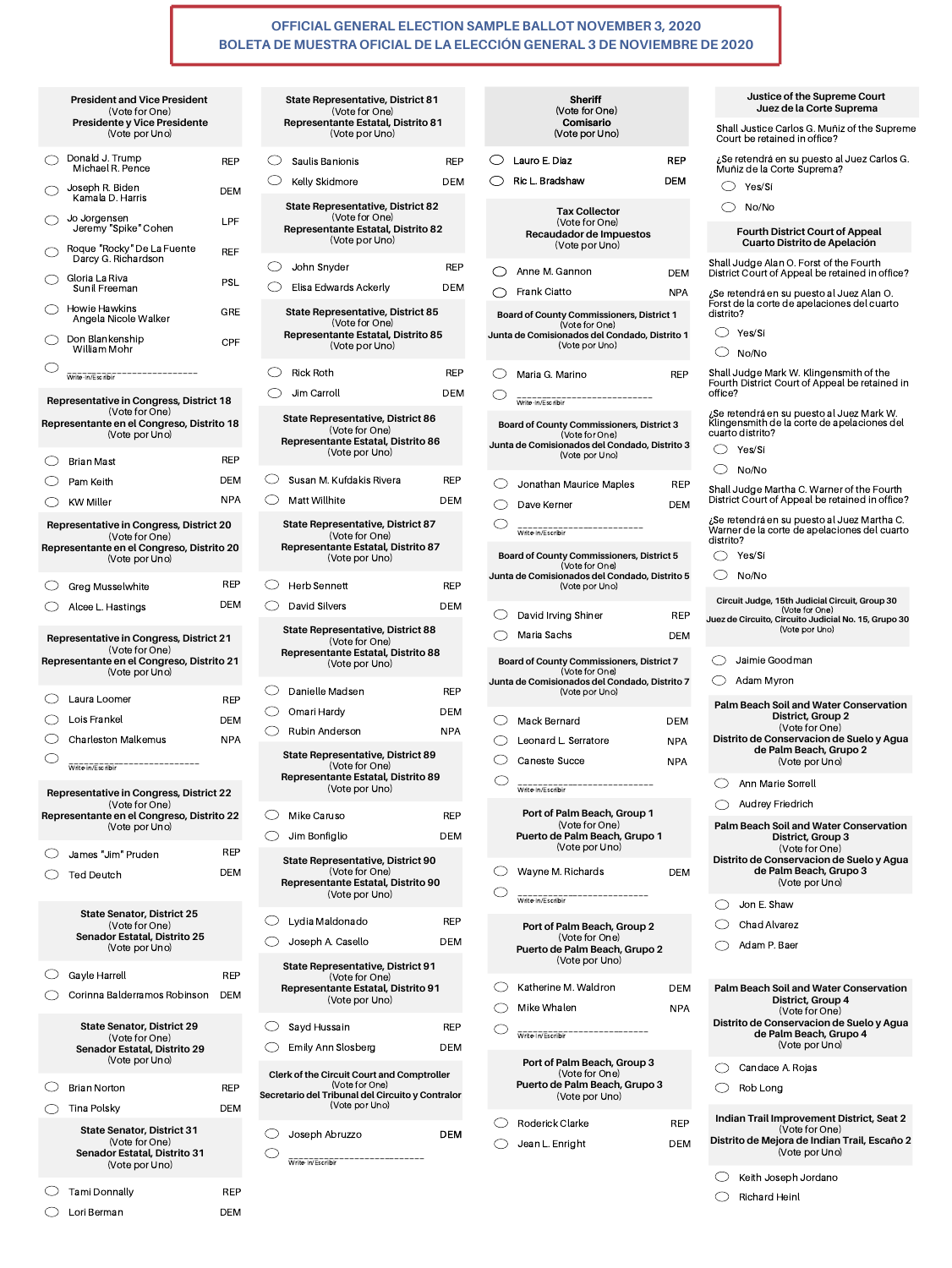# OFFICIAL GENERAL ELECTION SAMPLE BALLOT NOVEMBER 3, 2020
# BOLETA DE MUESTRA OFICIAL DE LA ELECCIÓN GENERAL 3 DE NOVIEMBRE DE 2020

### President and Vice President
(Vote for One)
**Presidente y Vice Presidente**
(Vote por Uno)

- Donald J. Trump / Michael R. Pence — REP
- Joseph R. Biden / Kamala D. Harris — DEM
- Jo Jorgensen / Jeremy "Spike" Cohen — LPF
- Roque "Rocky" De La Fuente / Darcy G. Richardson — REF
- Gloria La Riva / Sunil Freeman — PSL
- Howie Hawkins / Angela Nicole Walker — GRE
- Don Blankenship / William Mohr — CPF
- ______________________ Write-in/Escribir

### Representative in Congress, District 18
(Vote for One)
**Representante en el Congreso, Distrito 18**
(Vote por Uno)

- Brian Mast — REP
- Pam Keith — DEM
- KW Miller — NPA

### Representative in Congress, District 20
(Vote for One)
**Representante en el Congreso, Distrito 20**
(Vote por Uno)

- Greg Musselwhite — REP
- Alcee L. Hastings — DEM

### Representative in Congress, District 21
(Vote for One)
**Representante en el Congreso, Distrito 21**
(Vote por Uno)

- Laura Loomer — REP
- Lois Frankel — DEM
- Charleston Malkemus — NPA
- ______________________ Write-in/Escribir

### Representative in Congress, District 22
(Vote for One)
**Representante en el Congreso, Distrito 22**
(Vote por Uno)

- James "Jim" Pruden — REP
- Ted Deutch — DEM

### State Senator, District 25
(Vote for One)
**Senador Estatal, Distrito 25**
(Vote por Uno)

- Gayle Harrell — REP
- Corinna Balderramos Robinson — DEM

### State Senator, District 29
(Vote for One)
**Senador Estatal, Distrito 29**
(Vote por Uno)

- Brian Norton — REP
- Tina Polsky — DEM

### State Senator, District 31
(Vote for One)
**Senador Estatal, Distrito 31**
(Vote por Uno)

- Tami Donnally — REP
- Lori Berman — DEM

### State Representative, District 81
(Vote for One)
**Representante Estatal, Distrito 81**
(Vote por Uno)

- Saulis Banionis — REP
- Kelly Skidmore — DEM

### State Representative, District 82
(Vote for One)
**Representante Estatal, Distrito 82**
(Vote por Uno)

- John Snyder — REP
- Elisa Edwards Ackerly — DEM

### State Representative, District 85
(Vote for One)
**Representante Estatal, Distrito 85**
(Vote por Uno)

- Rick Roth — REP
- Jim Carroll — DEM

### State Representative, District 86
(Vote for One)
**Representante Estatal, Distrito 86**
(Vote por Uno)

- Susan M. Kufdakis Rivera — REP
- Matt Willhite — DEM

### State Representative, District 87
(Vote for One)
**Representante Estatal, Distrito 87**
(Vote por Uno)

- Herb Sennett — REP
- David Silvers — DEM

### State Representative, District 88
(Vote for One)
**Representante Estatal, Distrito 88**
(Vote por Uno)

- Danielle Madsen — REP
- Omari Hardy — DEM
- Rubin Anderson — NPA

### State Representative, District 89
(Vote for One)
**Representante Estatal, Distrito 89**
(Vote por Uno)

- Mike Caruso — REP
- Jim Bonfiglio — DEM

### State Representative, District 90
(Vote for One)
**Representante Estatal, Distrito 90**
(Vote por Uno)

- Lydia Maldonado — REP
- Joseph A. Casello — DEM

### State Representative, District 91
(Vote for One)
**Representante Estatal, Distrito 91**
(Vote por Uno)

- Sayd Hussain — REP
- Emily Ann Slosberg — DEM

### Clerk of the Circuit Court and Comptroller
(Vote for One)
**Secretario del Tribunal del Circuito y Contralor**
(Vote por Uno)

- Joseph Abruzzo — DEM
- ______________________ Write-in/Escribir

### Sheriff
(Vote for One)
**Comisario**
(Vote por Uno)

- Lauro E. Diaz — REP
- Ric L. Bradshaw — DEM

### Tax Collector
(Vote for One)
**Recaudador de Impuestos**
(Vote por Uno)

- Anne M. Gannon — DEM
- Frank Ciatto — NPA

### Board of County Commissioners, District 1
(Vote for One)
**Junta de Comisionados del Condado, Distrito 1**
(Vote por Uno)

- Maria G. Marino — REP
- ______________________ Write-in/Escribir

### Board of County Commissioners, District 3
(Vote for One)
**Junta de Comisionados del Condado, Distrito 3**
(Vote por Uno)

- Jonathan Maurice Maples — REP
- Dave Kerner — DEM
- ______________________ Write-in/Escribir

### Board of County Commissioners, District 5
(Vote for One)
**Junta de Comisionados del Condado, Distrito 5**
(Vote por Uno)

- David Irving Shiner — REP
- Maria Sachs — DEM

### Board of County Commissioners, District 7
(Vote for One)
**Junta de Comisionados del Condado, Distrito 7**
(Vote por Uno)

- Mack Bernard — DEM
- Leonard L. Serratore — NPA
- Caneste Succe — NPA
- ______________________ Write-in/Escribir

### Port of Palm Beach, Group 1
(Vote for One)
**Puerto de Palm Beach, Grupo 1**
(Vote por Uno)

- Wayne M. Richards — DEM
- ______________________ Write-in/Escribir

### Port of Palm Beach, Group 2
(Vote for One)
**Puerto de Palm Beach, Grupo 2**
(Vote por Uno)

- Katherine M. Waldron — DEM
- Mike Whalen — NPA
- ______________________ Write-in/Escribir

### Port of Palm Beach, Group 3
(Vote for One)
**Puerto de Palm Beach, Grupo 3**
(Vote por Uno)

- Roderick Clarke — REP
- Jean L. Enright — DEM

### Justice of the Supreme Court
**Juez de la Corte Suprema**

Shall Justice Carlos G. Muñiz of the Supreme Court be retained in office?

¿Se retendrá en su puesto al Juez Carlos G. Muñiz de la Corte Suprema?

- Yes/Sí
- No/No

### Fourth District Court of Appeal
**Cuarto Distrito de Apelación**

Shall Judge Alan O. Forst of the Fourth District Court of Appeal be retained in office?

¿Se retendrá en su puesto al Juez Alan O. Forst de la corte de apelaciones del cuarto distrito?

- Yes/Sí
- No/No

Shall Judge Mark W. Klingensmith of the Fourth District Court of Appeal be retained in office?

¿Se retendrá en su puesto al Juez Mark W. Klingensmith de la corte de apelaciones del cuarto distrito?

- Yes/Sí
- No/No

Shall Judge Martha C. Warner of the Fourth District Court of Appeal be retained in office?

¿Se retendrá en su puesto al Juez Martha C. Warner de la corte de apelaciones del cuarto distrito?

- Yes/Sí
- No/No

### Circuit Judge, 15th Judicial Circuit, Group 30
(Vote for One)
**Juez de Circuito, Circuito Judicial No. 15, Grupo 30**
(Vote por Uno)

- Jaimie Goodman
- Adam Myron

### Palm Beach Soil and Water Conservation District, Group 2
(Vote for One)
**Distrito de Conservacion de Suelo y Agua de Palm Beach, Grupo 2**
(Vote por Uno)

- Ann Marie Sorrell
- Audrey Friedrich

### Palm Beach Soil and Water Conservation District, Group 3
(Vote for One)
**Distrito de Conservacion de Suelo y Agua de Palm Beach, Grupo 3**
(Vote por Uno)

- Jon E. Shaw
- Chad Alvarez
- Adam P. Baer

### Palm Beach Soil and Water Conservation District, Group 4
(Vote for One)
**Distrito de Conservacion de Suelo y Agua de Palm Beach, Grupo 4**
(Vote por Uno)

- Candace A. Rojas
- Rob Long

### Indian Trail Improvement District, Seat 2
(Vote for One)
**Distrito de Mejora de Indian Trail, Escaño 2**
(Vote por Uno)

- Keith Joseph Jordano
- Richard Heinl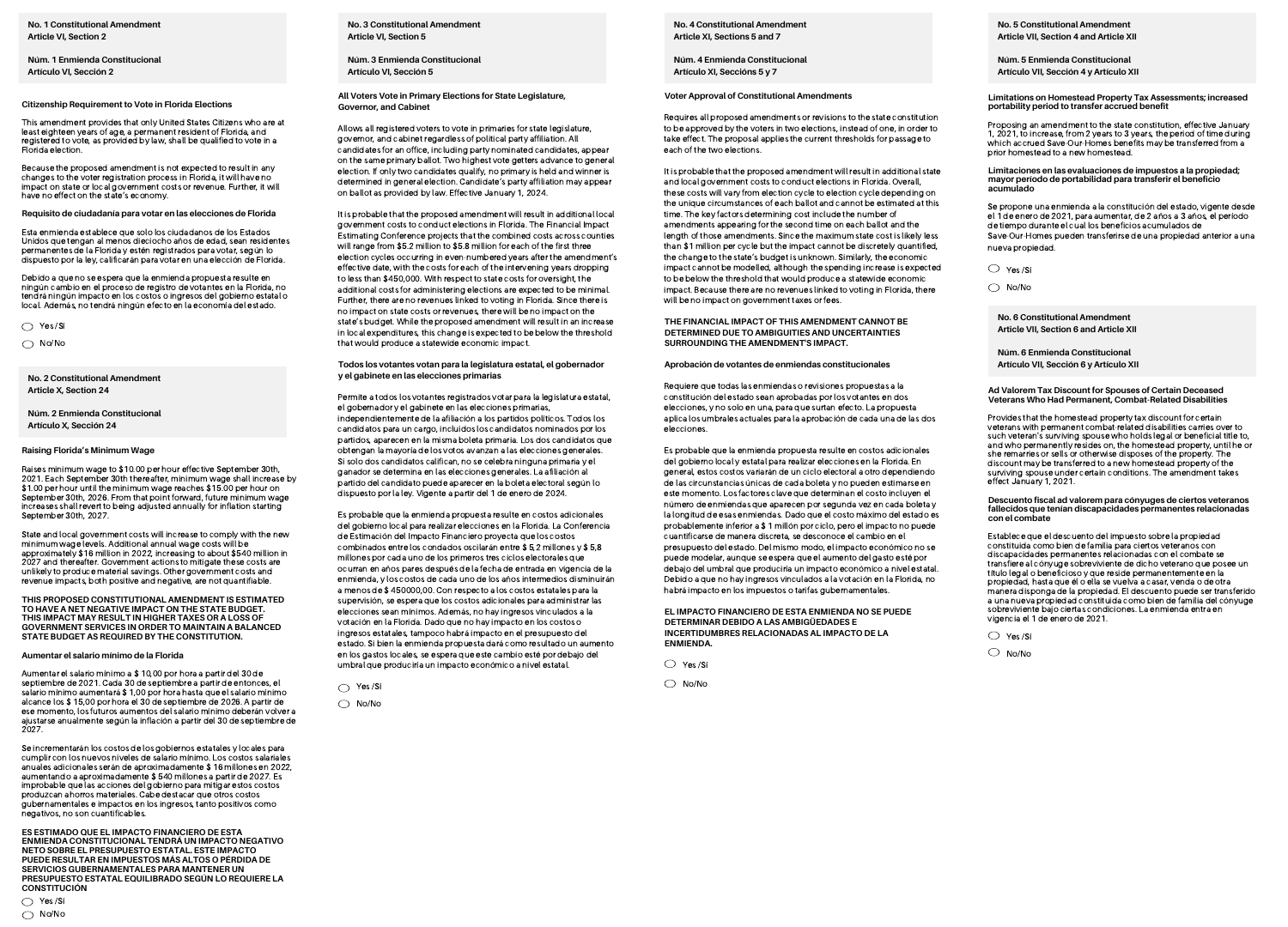**No. 1 Constitutional Amendment**
**Article VI, Section 2**

**Núm. 1 Enmienda Constitucional**
**Artículo VI, Sección 2**

### Citizenship Requirement to Vote in Florida Elections

This amendment provides that only United States Citizens who are at least eighteen years of age, a permanent resident of Florida, and registered to vote, as provided by law, shall be qualified to vote in a Florida election.

Because the proposed amendment is not expected to result in any changes to the voter registration process in Florida, it will have no impact on state or local government costs or revenue. Further, it will have no effect on the state's economy.

### Requisito de ciudadanía para votar en las elecciones de Florida

Esta enmienda establece que solo los ciudadanos de los Estados Unidos que tengan al menos dieciocho años de edad, sean residentes permanentes de la Florida y estén registrados para votar, según lo dispuesto por la ley, calificarán para votar en una elección de Florida.

Debido a que no se espera que la enmienda propuesta resulte en ningún cambio en el proceso de registro de votantes en la Florida, no tendrá ningún impacto en los costos o ingresos del gobierno estatal o local. Además, no tendrá ningún efecto en la economía del estado.

◯ Yes / Sí

◯ No/No

**No. 2 Constitutional Amendment**
**Article X, Section 24**

**Núm. 2 Enmienda Constitucional**
**Artículo X, Sección 24**

### Raising Florida's Minimum Wage

Raises minimum wage to $10.00 per hour effective September 30th, 2021. Each September 30th thereafter, minimum wage shall increase by $1.00 per hour until the minimum wage reaches $15.00 per hour on September 30th, 2026. From that point forward, future minimum wage increases shall revert to being adjusted annually for inflation starting September 30th, 2027.

State and local government costs will increase to comply with the new minimum wage levels. Additional annual wage costs will be approximately $16 million in 2022, increasing to about $540 million in 2027 and thereafter. Government actions to mitigate these costs are unlikely to produce material savings. Other government costs and revenue impacts, both positive and negative, are not quantifiable.

**THIS PROPOSED CONSTITUTIONAL AMENDMENT IS ESTIMATED TO HAVE A NET NEGATIVE IMPACT ON THE STATE BUDGET. THIS IMPACT MAY RESULT IN HIGHER TAXES OR A LOSS OF GOVERNMENT SERVICES IN ORDER TO MAINTAIN A BALANCED STATE BUDGET AS REQUIRED BY THE CONSTITUTION.**

### Aumentar el salario mínimo de la Florida

Aumentar el salario mínimo a $ 10,00 por hora a partir del 30 de septiembre de 2021. Cada 30 de septiembre a partir de entonces, el salario mínimo aumentará $ 1,00 por hora hasta que el salario mínimo alcance los $ 15,00 por hora el 30 de septiembre de 2026. A partir de ese momento, los futuros aumentos del salario mínimo deberán volver a ajustarse anualmente según la inflación a partir del 30 de septiembre de 2027.

Se incrementarán los costos de los gobiernos estatales y locales para cumplir con los nuevos niveles de salario mínimo. Los costos salariales anuales adicionales serán de aproximadamente $ 16 millones en 2022, aumentando a aproximadamente $ 540 millones a partir de 2027. Es improbable que las acciones del gobierno para mitigar estos costos produzcan ahorros materiales. Cabe destacar que otros costos gubernamentales e impactos en los ingresos, tanto positivos como negativos, no son cuantificables.

**ES ESTIMADO QUE EL IMPACTO FINANCIERO DE ESTA ENMIENDA CONSTITUCIONAL TENDRÁ UN IMPACTO NEGATIVO NETO SOBRE EL PRESUPUESTO ESTATAL. ESTE IMPACTO PUEDE RESULTAR EN IMPUESTOS MÁS ALTOS O PÉRDIDA DE SERVICIOS GUBERNAMENTALES PARA MANTENER UN PRESUPUESTO ESTATAL EQUILIBRADO SEGÚN LO REQUIERE LA CONSTITUCIÓN**

◯ Yes /Sí

◯ No/No

**No. 3 Constitutional Amendment**
**Article VI, Section 5**

**Núm. 3 Enmienda Constitucional**
**Artículo VI, Sección 5**

### All Voters Vote in Primary Elections for State Legislature, Governor, and Cabinet

Allows all registered voters to vote in primaries for state legislature, governor, and cabinet regardless of political party affiliation. All candidates for an office, including party nominated candidates, appear on the same primary ballot. Two highest vote getters advance to general election. If only two candidates qualify, no primary is held and winner is determined in general election. Candidate's party affiliation may appear on ballot as provided by law. Effective January 1, 2024.

It is probable that the proposed amendment will result in additional local government costs to conduct elections in Florida. The Financial Impact Estimating Conference projects that the combined costs across counties will range from $5.2 million to $5.8 million for each of the first three election cycles occurring in even-numbered years after the amendment's effective date, with the costs for each of the intervening years dropping to less than $450,000. With respect to state costs for oversight, the additional costs for administering elections are expected to be minimal. Further, there are no revenues linked to voting in Florida. Since there is no impact on state costs or revenues, there will be no impact on the state's budget. While the proposed amendment will result in an increase in local expenditures, this change is expected to be below the threshold that would produce a statewide economic impact.

### Todos los votantes votan para la legislatura estatal, el gobernador y el gabinete en las elecciones primarias

Permite a todos los votantes registrados votar para la legislatura estatal, el gobernador y el gabinete en las elecciones primarias, independientemente de la afiliación a los partidos políticos. Todos los candidatos para un cargo, incluidos los candidatos nominados por los partidos, aparecen en la misma boleta primaria. Los dos candidatos que obtengan la mayoría de los votos avanzan a las elecciones generales. Si solo dos candidatos califican, no se celebra ninguna primaria y el ganador se determina en las elecciones generales. La afiliación al partido del candidato puede aparecer en la boleta electoral según lo dispuesto por la ley. Vigente a partir del 1 de enero de 2024.

Es probable que la enmienda propuesta resulte en costos adicionales del gobierno local para realizar elecciones en la Florida. La Conferencia de Estimación del Impacto Financiero proyecta que los costos combinados entre los condados oscilarán entre $ 5,2 millones y $ 5,8 millones por cada uno de los primeros tres ciclos electorales que ocurran en años pares después de la fecha de entrada en vigencia de la enmienda, y los costos de cada uno de los años intermedios disminuirán a menos de $ 450000,00. Con respecto a los costos estatales para la supervisión, se espera que los costos adicionales para administrar las elecciones sean mínimos. Además, no hay ingresos vinculados a la votación en la Florida. Dado que no hay impacto en los costos o ingresos estatales, tampoco habrá impacto en el presupuesto del estado. Si bien la enmienda propuesta dará como resultado un aumento en los gastos locales, se espera que este cambio esté por debajo del umbral que produciría un impacto económico a nivel estatal.

◯ Yes /Sí

◯ No/No

**No. 4 Constitutional Amendment**
**Article XI, Sections 5 and 7**

**Núm. 4 Enmienda Constitucional**
**Artículo XI, Seccións 5 y 7**

### Voter Approval of Constitutional Amendments

Requires all proposed amendments or revisions to the state constitution to be approved by the voters in two elections, instead of one, in order to take effect. The proposal applies the current thresholds for passage to each of the two elections.

It is probable that the proposed amendment will result in additional state and local government costs to conduct elections in Florida. Overall, these costs will vary from election cycle to election cycle depending on the unique circumstances of each ballot and cannot be estimated at this time. The key factors determining cost include the number of amendments appearing for the second time on each ballot and the length of those amendments. Since the maximum state cost is likely less than $1 million per cycle but the impact cannot be discretely quantified, the change to the state's budget is unknown. Similarly, the economic impact cannot be modelled, although the spending increase is expected to be below the threshold that would produce a statewide economic impact. Because there are no revenues linked to voting in Florida, there will be no impact on government taxes or fees.

**THE FINANCIAL IMPACT OF THIS AMENDMENT CANNOT BE DETERMINED DUE TO AMBIGUITIES AND UNCERTAINTIES SURROUNDING THE AMENDMENT'S IMPACT.**

### Aprobación de votantes de enmiendas constitucionales

Requiere que todas las enmiendas o revisiones propuestas a la constitución del estado sean aprobadas por los votantes en dos elecciones, y no solo en una, para que surtan efecto. La propuesta aplica los umbrales actuales para la aprobación de cada una de las dos elecciones.

Es probable que la enmienda propuesta resulte en costos adicionales del gobierno local y estatal para realizar elecciones en la Florida. En general, estos costos variarán de un ciclo electoral a otro dependiendo de las circunstancias únicas de cada boleta y no pueden estimarse en este momento. Los factores clave que determinan el costo incluyen el número de enmiendas que aparecen por segunda vez en cada boleta y la longitud de esas enmiendas. Dado que el costo máximo del estado es probablemente inferior a $ 1 millón por ciclo, pero el impacto no puede cuantificarse de manera discreta, se desconoce el cambio en el presupuesto del estado. Del mismo modo, el impacto económico no se puede modelar, aunque se espera que el aumento del gasto esté por debajo del umbral que produciría un impacto económico a nivel estatal. Debido a que no hay ingresos vinculados a la votación en la Florida, no habrá impacto en los impuestos o tarifas gubernamentales.

**EL IMPACTO FINANCIERO DE ESTA ENMIENDA NO SE PUEDE DETERMINAR DEBIDO A LAS AMBIGÜEDADES E INCERTIDUMBRES RELACIONADAS AL IMPACTO DE LA ENMIENDA.**

◯ Yes /Sí

◯ No/No

**No. 5 Constitutional Amendment**
**Article VII, Section 4 and Article XII**

**Núm. 5 Enmienda Constitucional**
**Artículo VII, Sección 4 y Artículo XII**

### Limitations on Homestead Property Tax Assessments; increased portability period to transfer accrued benefit

Proposing an amendment to the state constitution, effective January 1, 2021, to increase, from 2 years to 3 years, the period of time during which accrued Save-Our-Homes benefits may be transferred from a prior homestead to a new homestead.

### Limitaciones en las evaluaciones de impuestos a la propiedad; mayor periodo de portabilidad para transferir el beneficio acumulado

Se propone una enmienda a la constitución del estado, vigente desde el 1 de enero de 2021, para aumentar, de 2 años a 3 años, el período de tiempo durante el cual los beneficios acumulados de Save-Our-Homes pueden transferirse de una propiedad anterior a una nueva propiedad.

◯ Yes /Sí

◯ No/No

**No. 6 Constitutional Amendment**
**Article VII, Section 6 and Article XII**

**Núm. 6 Enmienda Constitucional**
**Artículo VII, Sección 6 y Artículo XII**

### Ad Valorem Tax Discount for Spouses of Certain Deceased Veterans Who Had Permanent, Combat-Related Disabilities

Provides that the homestead property tax discount for certain veterans with permanent combat-related disabilities carries over to such veteran's surviving spouse who holds legal or beneficial title to, and who permanently resides on, the homestead property, until he or she remarries or sells or otherwise disposes of the property. The discount may be transferred to a new homestead property of the surviving spouse under certain conditions. The amendment takes effect January 1, 2021.

### Descuento fiscal ad valorem para cónyuges de ciertos veteranos fallecidos que tenían discapacidades permanentes relacionadas con el combate

Establece que el descuento del impuesto sobre la propiedad constituida como bien de familia para ciertos veteranos con discapacidades permanentes relacionadas con el combate se transfiere al cónyuge sobreviviente de dicho veterano que posee un título legal o beneficioso y que reside permanentemente en la propiedad, hasta que él o ella se vuelva a casar, venda o de otra manera disponga de la propiedad. El descuento puede ser transferido a una nueva propiedad constituida como bien de familia del cónyuge sobreviviente bajo ciertas condiciones. La enmienda entra en vigencia el 1 de enero de 2021.

◯ Yes /Sí

◯ No/No